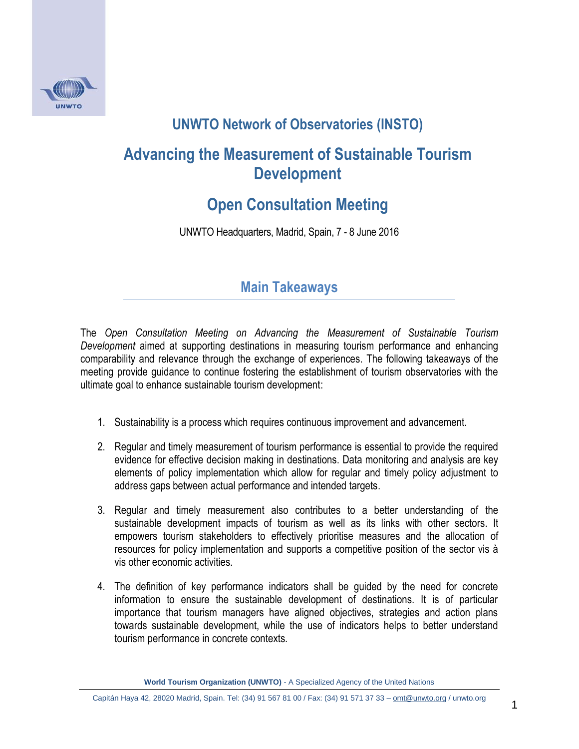## UNWTO Network of Observatories (INSTO)

# Advancing the Measurement of Sustainable Tourism Development

## Open Consultation Meeting

UNWTO Headquarters, Madrid, Spain, 7 - 8 June 2016

## Main Takeaways

The *Open Consultation Meeting on Advancing the Measurement of Sustainable Tourism Development* aimed at supporting destinations in measuring tourism performance and enhancing comparability and relevance through the exchange of experiences. The following takeaways of the meeting provide guidance to continue fostering the establishment of tourism observatories with the ultimate goal to enhance sustainable tourism development:

1. Sustainability is a process which requires continuous improvement and advancement.

2. Regular and timely measurement of tourism performance is essential to provide the required evidence for effective decision making in destinations. Data monitoring and analysis are key elements of policy implementation which allow for regular and timely policy adjustment to address gaps between actual performance and intended targets.

3. Regular and timely measurement also contributes to a better understanding of the sustainable development impacts of tourism as well as its links with other sectors. It empowers tourism stakeholders to effectively prioritise measures and the allocation of resources for policy implementation and supports a competitive position of the sector vis à vis other economic activities.

4. The definition of key performance indicators shall be guided by the need for concrete information to ensure the sustainable development of destinations. It is of particular importance that tourism managers have aligned objectives, strategies and action plans towards sustainable development, while the use of indicators helps to better understand tourism performance in concrete contexts.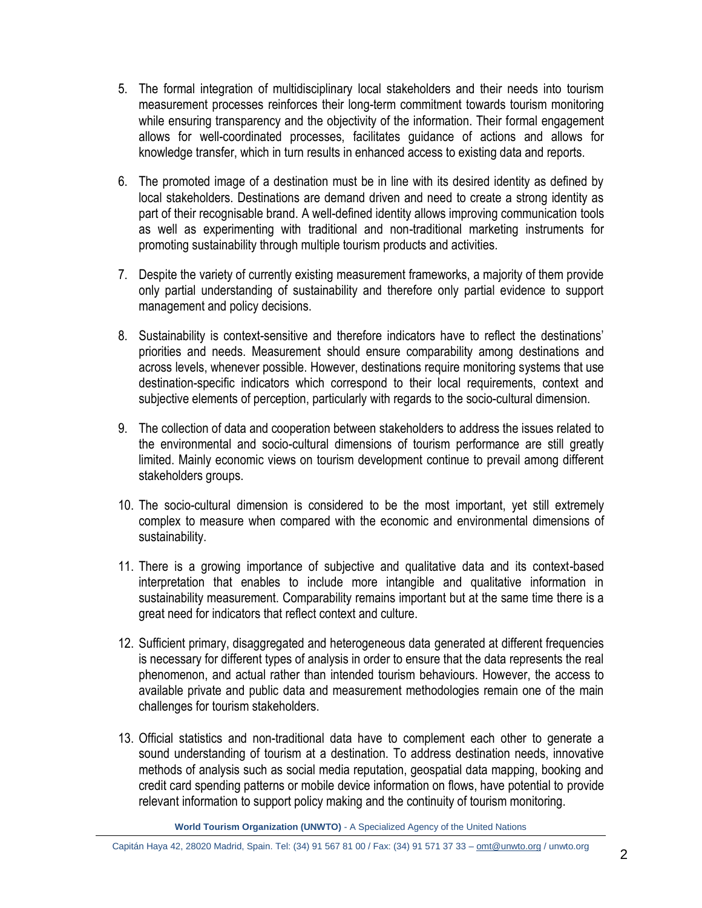5. The formal integration of multidisciplinary local stakeholders and their needs into tourism measurement processes reinforces their long-term commitment towards tourism monitoring while ensuring transparency and the objectivity of the information. Their formal engagement allows for well-coordinated processes, facilitates guidance of actions and allows for knowledge transfer, which in turn results in enhanced access to existing data and reports.

6. The promoted image of a destination must be in line with its desired identity as defined by local stakeholders. Destinations are demand driven and need to create a strong identity as part of their recognisable brand. A well-defined identity allows improving communication tools as well as experimenting with traditional and non-traditional marketing instruments for promoting sustainability through multiple tourism products and activities.

7. Despite the variety of currently existing measurement frameworks, a majority of them provide only partial understanding of sustainability and therefore only partial evidence to support management and policy decisions.

8. Sustainability is context-sensitive and therefore indicators have to reflect the destinations' priorities and needs. Measurement should ensure comparability among destinations and across levels, whenever possible. However, destinations require monitoring systems that use destination-specific indicators which correspond to their local requirements, context and subjective elements of perception, particularly with regards to the socio-cultural dimension.

9. The collection of data and cooperation between stakeholders to address the issues related to the environmental and socio-cultural dimensions of tourism performance are still greatly limited. Mainly economic views on tourism development continue to prevail among different stakeholders groups.

10. The socio-cultural dimension is considered to be the most important, yet still extremely complex to measure when compared with the economic and environmental dimensions of sustainability.

11. There is a growing importance of subjective and qualitative data and its context-based interpretation that enables to include more intangible and qualitative information in sustainability measurement. Comparability remains important but at the same time there is a great need for indicators that reflect context and culture.

12. Sufficient primary, disaggregated and heterogeneous data generated at different frequencies is necessary for different types of analysis in order to ensure that the data represents the real phenomenon, and actual rather than intended tourism behaviours. However, the access to available private and public data and measurement methodologies remain one of the main challenges for tourism stakeholders.

13. Official statistics and non-traditional data have to complement each other to generate a sound understanding of tourism at a destination. To address destination needs, innovative methods of analysis such as social media reputation, geospatial data mapping, booking and credit card spending patterns or mobile device information on flows, have potential to provide relevant information to support policy making and the continuity of tourism monitoring.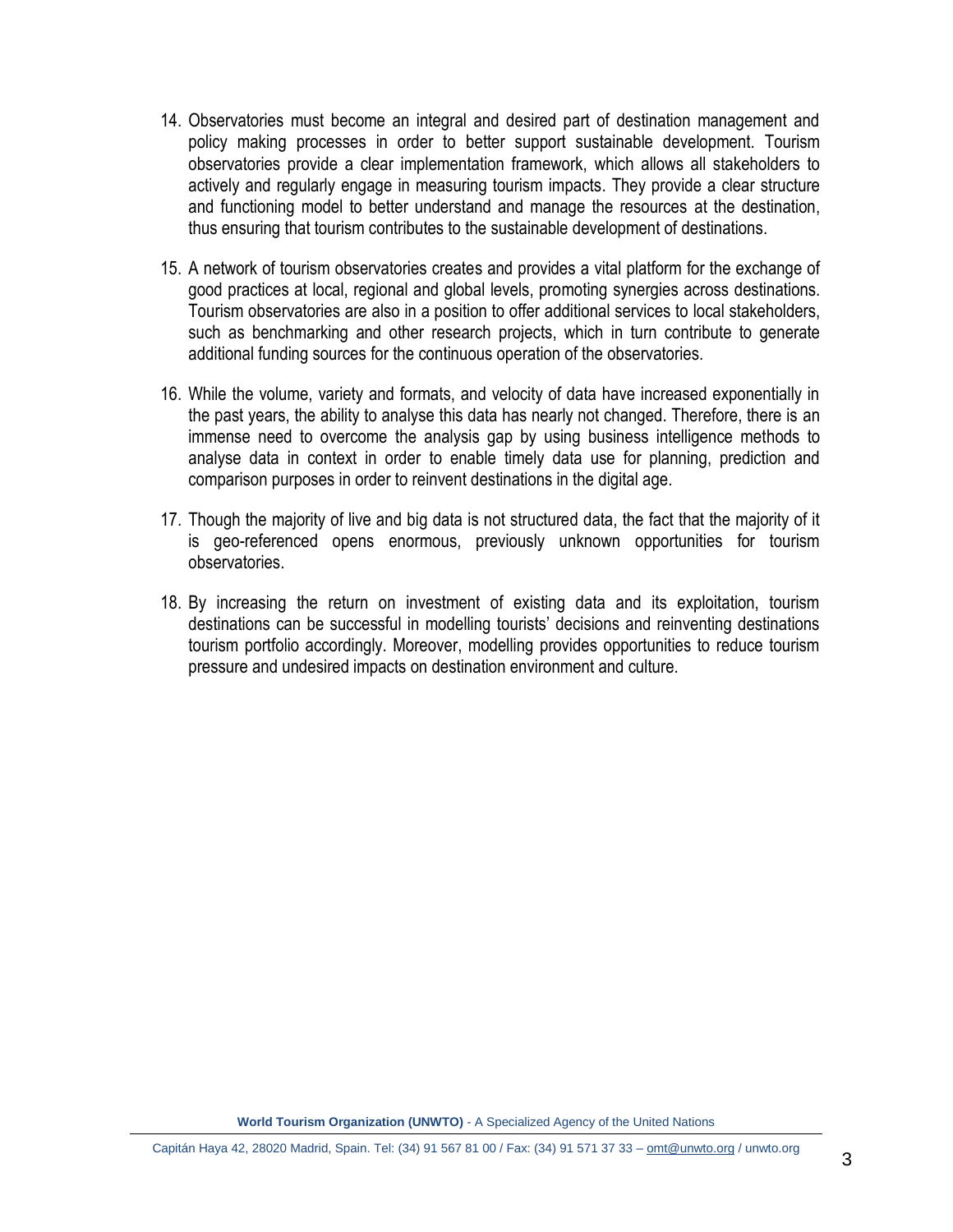14. Observatories must become an integral and desired part of destination management and policy making processes in order to better support sustainable development. Tourism observatories provide a clear implementation framework, which allows all stakeholders to actively and regularly engage in measuring tourism impacts. They provide a clear structure and functioning model to better understand and manage the resources at the destination, thus ensuring that tourism contributes to the sustainable development of destinations.

15. A network of tourism observatories creates and provides a vital platform for the exchange of good practices at local, regional and global levels, promoting synergies across destinations. Tourism observatories are also in a position to offer additional services to local stakeholders, such as benchmarking and other research projects, which in turn contribute to generate additional funding sources for the continuous operation of the observatories.

16. While the volume, variety and formats, and velocity of data have increased exponentially in the past years, the ability to analyse this data has nearly not changed. Therefore, there is an immense need to overcome the analysis gap by using business intelligence methods to analyse data in context in order to enable timely data use for planning, prediction and comparison purposes in order to reinvent destinations in the digital age.

17. Though the majority of live and big data is not structured data, the fact that the majority of it is geo-referenced opens enormous, previously unknown opportunities for tourism observatories.

18. By increasing the return on investment of existing data and its exploitation, tourism destinations can be successful in modelling tourists' decisions and reinventing destinations tourism portfolio accordingly. Moreover, modelling provides opportunities to reduce tourism pressure and undesired impacts on destination environment and culture.